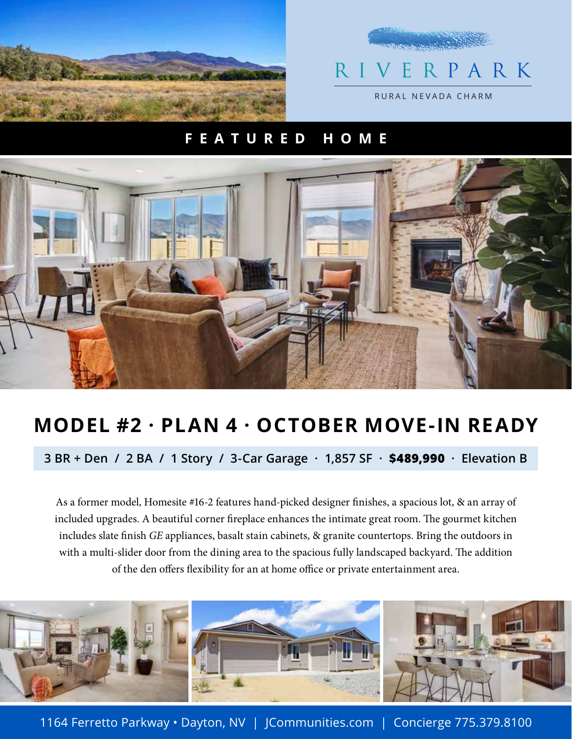# RIVERPARK

RURAL NEVADA CHARM

## FEATURED HOME

## MODEL #2 · PLAN 4 · OCTOBER MOVE-IN READY

3 BR + Den / 2 BA / 1 Story / 3-Car Garage · 1,857 SF · **$489,990** · Elevation B

As a former model, Homesite #16-2 features hand-picked designer finishes, a spacious lot, & an array of included upgrades. A beautiful corner fireplace enhances the intimate great room. The gourmet kitchen includes slate finish *GE* appliances, basalt stain cabinets, & granite countertops. Bring the outdoors in with a multi-slider door from the dining area to the spacious fully landscaped backyard. The addition of the den offers flexibility for an at home office or private entertainment area.

1164 Ferretto Parkway • Dayton, NV | JCommunities.com | Concierge 775.379.8100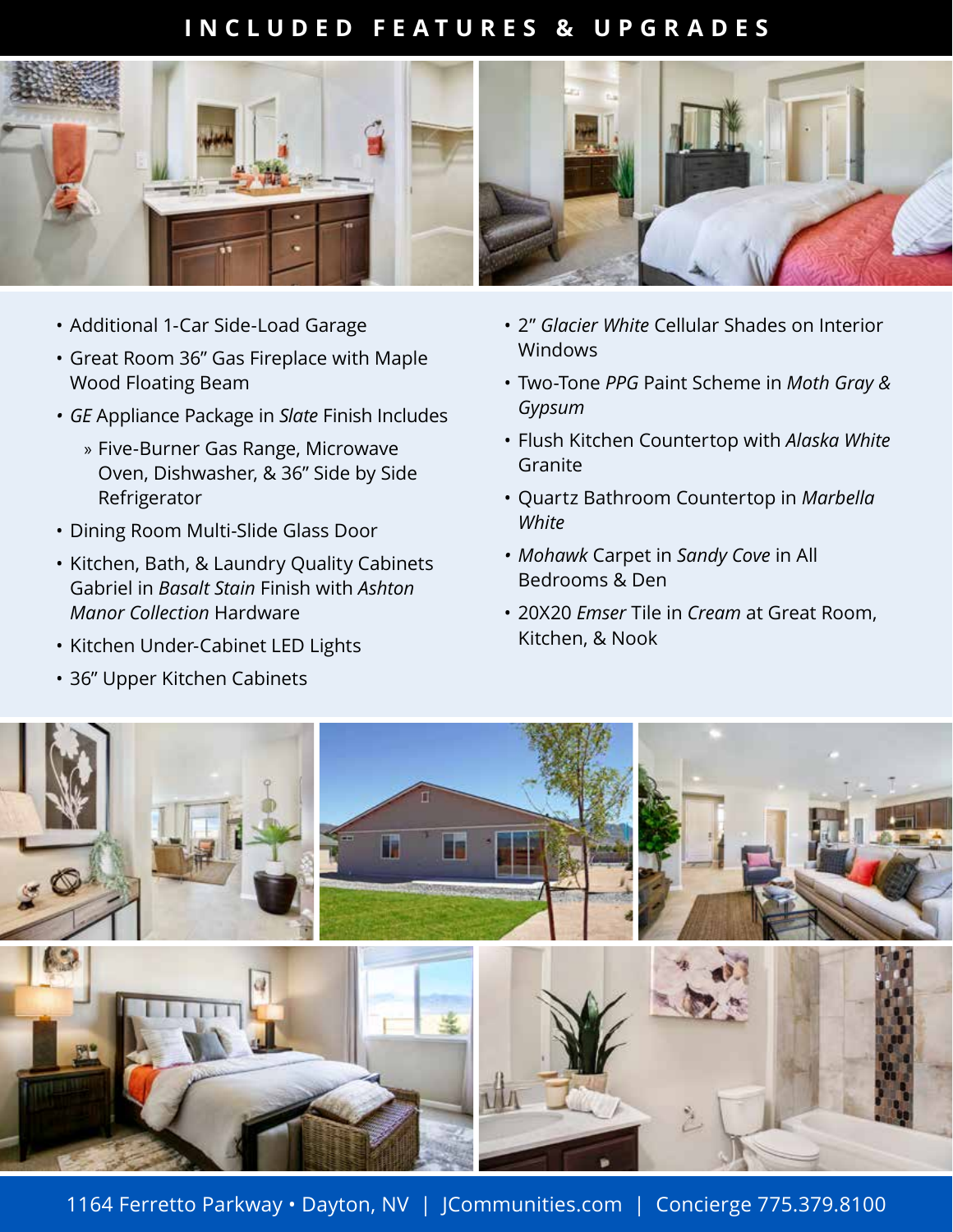# INCLUDED FEATURES & UPGRADES

- Additional 1-Car Side-Load Garage
- Great Room 36" Gas Fireplace with Maple Wood Floating Beam
- *GE* Appliance Package in *Slate* Finish Includes
    - Five-Burner Gas Range, Microwave Oven, Dishwasher, & 36" Side by Side Refrigerator
- Dining Room Multi-Slide Glass Door
- Kitchen, Bath, & Laundry Quality Cabinets Gabriel in *Basalt Stain* Finish with *Ashton Manor Collection* Hardware
- Kitchen Under-Cabinet LED Lights
- 36" Upper Kitchen Cabinets
- 2" *Glacier White* Cellular Shades on Interior Windows
- Two-Tone *PPG* Paint Scheme in *Moth Gray & Gypsum*
- Flush Kitchen Countertop with *Alaska White* Granite
- Quartz Bathroom Countertop in *Marbella White*
- *Mohawk* Carpet in *Sandy Cove* in All Bedrooms & Den
- 20X20 *Emser* Tile in *Cream* at Great Room, Kitchen, & Nook

1164 Ferretto Parkway • Dayton, NV | JCommunities.com | Concierge 775.379.8100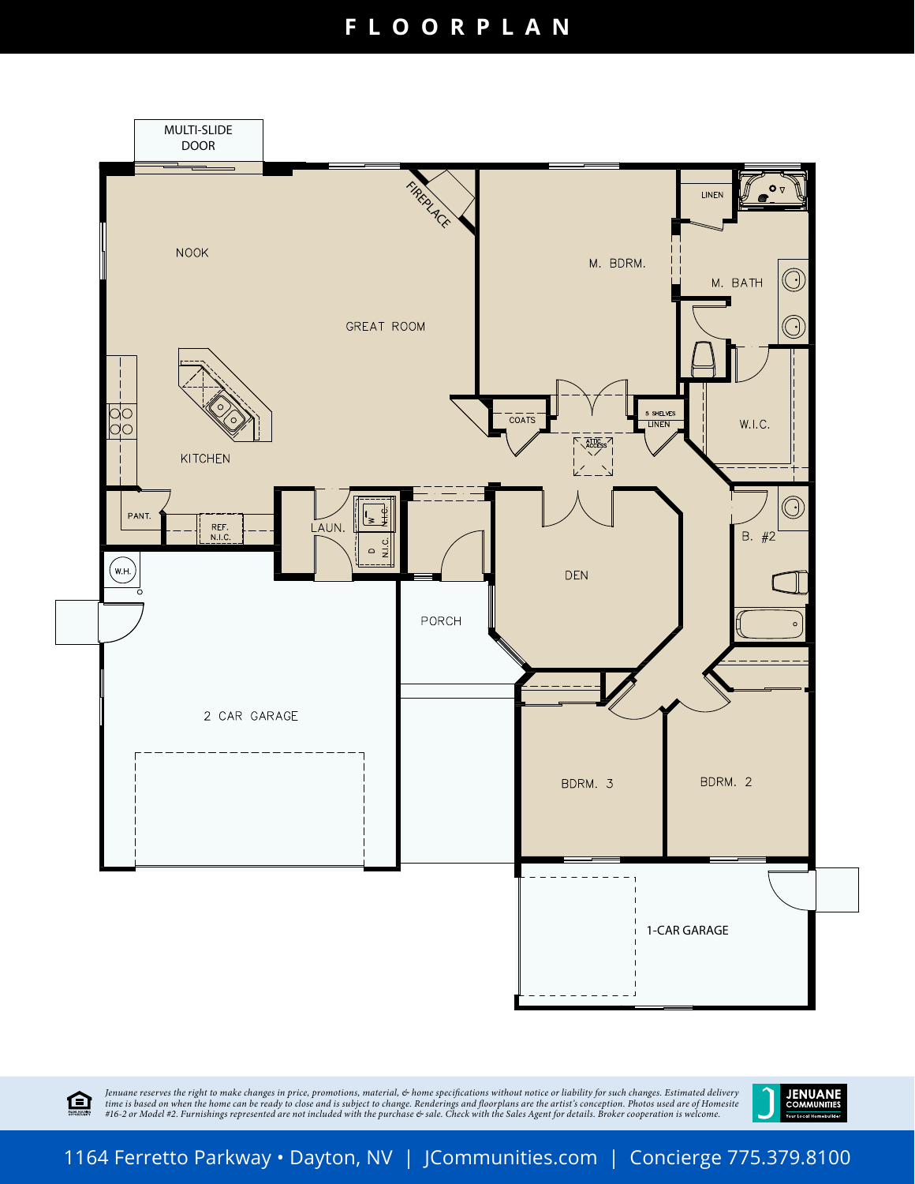# FLOORPLAN

MULTI-SLIDE DOOR

NOOK

GREAT ROOM

FIREPLACE

M. BDRM.

LINEN

M. BATH

KITCHEN

COATS

5 SHELVES LINEN

W.I.C.

ATTIC ACCESS

PANT.

REF. N.I.C.

LAUN.

W N.I.C.

D N.I.C.

DEN

B. #2

W.H.

PORCH

2 CAR GARAGE

BDRM. 3

BDRM. 2

1-CAR GARAGE

*Jenuane reserves the right to make changes in price, promotions, material, & home specifications without notice or liability for such changes. Estimated delivery time is based on when the home can be ready to close and is subject to change. Renderings and floorplans are the artist's conception. Photos used are of Homesite #16-2 or Model #2. Furnishings represented are not included with the purchase & sale. Check with the Sales Agent for details. Broker cooperation is welcome.*

JENUANE COMMUNITIES
Your Local Homebuilder

1164 Ferretto Parkway • Dayton, NV | JCommunities.com | Concierge 775.379.8100